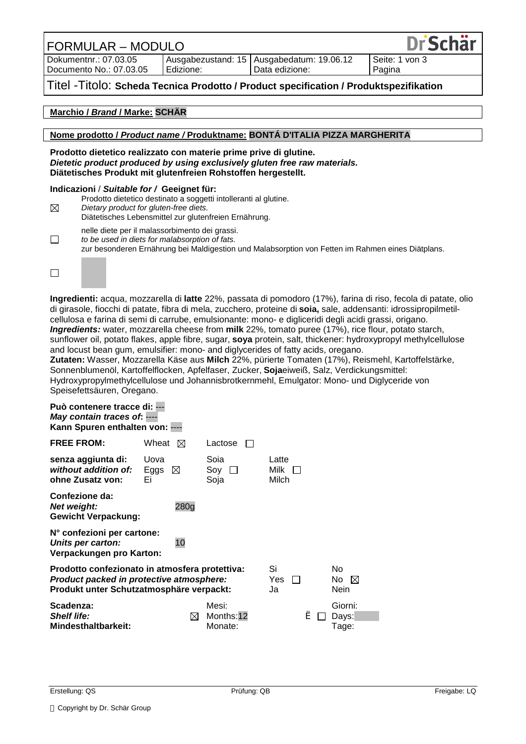# FORMULAR – MODULO

| Dokumentnr.: 07.03.05<br>Documento No.: 07.03.05 | Ausgabezustand: 15<br>Edizione: | Ausgabedatum: 19.06.12<br>Data edizione: | Seite: 1 von 3<br>Pagina |
|---|---|---|---|

## Titel -Titolo: Scheda Tecnica Prodotto / Product specification / Produktspezifikation

**Marchio / *Brand* / Marke: SCHÄR**

**Nome prodotto / *Product name* / Produktname: BONTÁ D'ITALIA PIZZA MARGHERITA**

**Prodotto dietetico realizzato con materie prime prive di glutine.**
***Dietetic product produced by using exclusively gluten free raw materials.***
**Diätetisches Produkt mit glutenfreien Rohstoffen hergestellt.**

**Indicazioni** / ***Suitable for*** / **Geeignet für:**

☒ Prodotto dietetico destinato a soggetti intolleranti al glutine.
*Dietary product for gluten-free diets.*
Diätetisches Lebensmittel zur glutenfreien Ernährung.

☐ nelle diete per il malassorbimento dei grassi.
*to be used in diets for malabsorption of fats.*
zur besonderen Ernährung bei Maldigestion und Malabsorption von Fetten im Rahmen eines Diätplans.

☐

**Ingredienti:** acqua, mozzarella di **latte** 22%, passata di pomodoro (17%), farina di riso, fecola di patate, olio di girasole, fiocchi di patate, fibra di mela, zucchero, proteine di **soia,** sale, addensanti: idrossipropilmetil-cellulosa e farina di semi di carrube, emulsionante: mono- e digliceridi degli acidi grassi, origano.
***Ingredients:*** water, mozzarella cheese from **milk** 22%, tomato puree (17%), rice flour, potato starch, sunflower oil, potato flakes, apple fibre, sugar, **soya** protein, salt, thickener: hydroxypropyl methylcellulose and locust bean gum, emulsifier: mono- and diglycerides of fatty acids, oregano.
**Zutaten:** Wasser, Mozzarella Käse aus **Milch** 22%, pürierte Tomaten (17%), Reismehl, Kartoffelstärke, Sonnenblumenöl, Kartoffelflocken, Apfelfaser, Zucker, **Soja**eiweiß, Salz, Verdickungsmittel: Hydroxypropylmethylcellulose und Johannisbrotkernmehl, Emulgator: Mono- und Diglyceride von Speisefettsäuren, Oregano.

**Può contenere tracce di:** ---
***May contain traces of*:** ----
**Kann Spuren enthalten von:** ----

| | | | |
|---|---|---|---|
| **FREE FROM:** | Wheat ☒ | Lactose ☐ | |
| **senza aggiunta di:**<br>***without addition of:***<br>**ohne Zusatz von:** | Uova<br>Eggs ☒<br>Ei | Soia<br>Soy ☐<br>Soja | Latte<br>Milk ☐<br>Milch |

**Confezione da:**
***Net weight:***
**Gewicht Verpackung:** 280g

**N° confezioni per cartone:**
***Units per carton:***
**Verpackungen pro Karton:** 10

| | | |
|---|---|---|
| **Prodotto confezionato in atmosfera protettiva:**<br>***Product packed in protective atmosphere:***<br>**Produkt unter Schutzatmosphäre verpackt:** | Si<br>Yes ☐<br>Ja | No<br>No ☒<br>Nein |
| **Scadenza:**<br>***Shelf life:***<br>**Mindesthaltbarkeit:** | ☒ Mesi:<br>Months: 12<br>Monate: | ☐ Giorni:<br>Days:<br>Tage: |

Erstellung: QS | Prüfung: QB | Freigabe: LQ

Copyright by Dr. Schär Group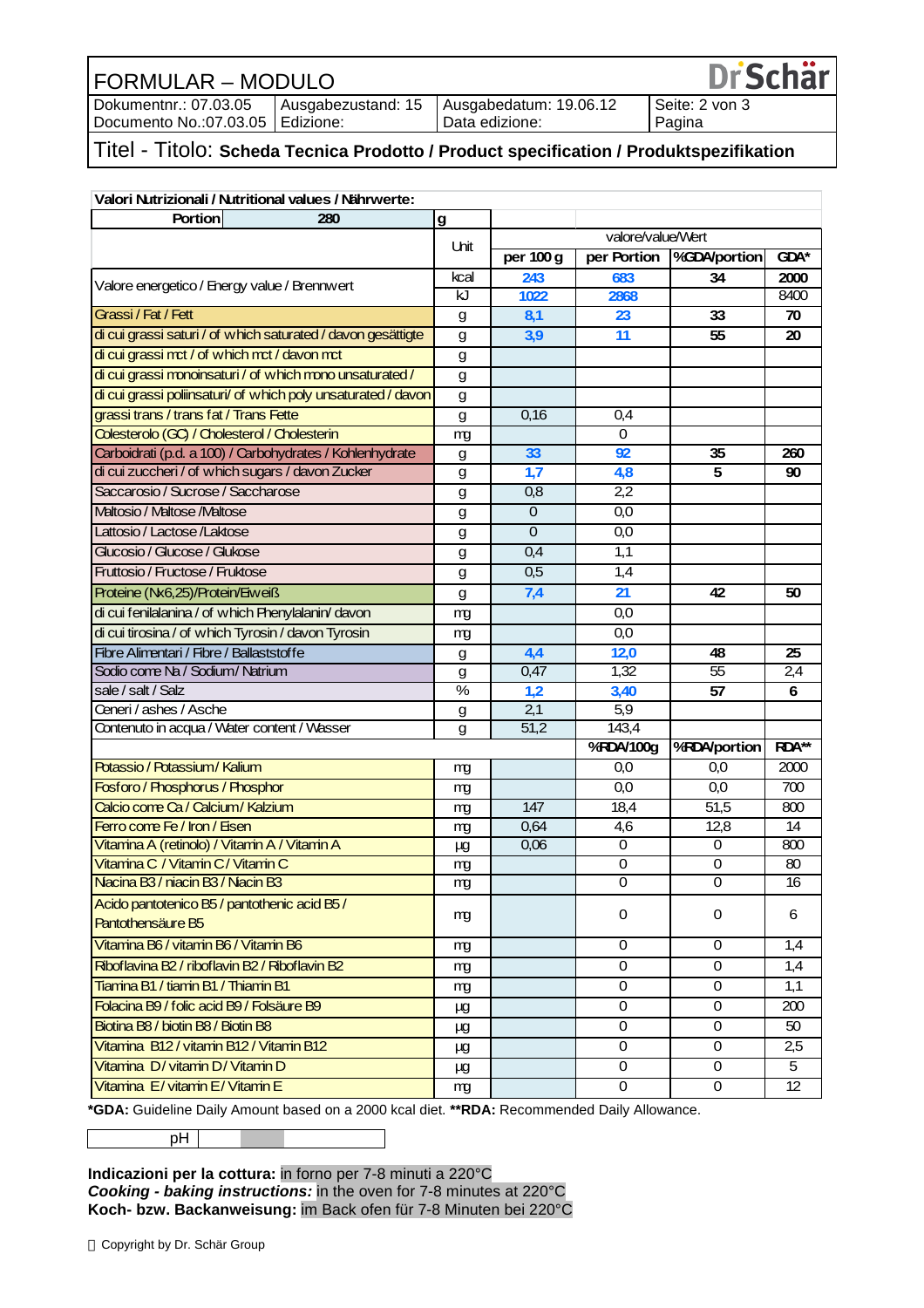| FORMULAR – MODULO | | | Dr Schär |
|---|---|---|---|
| Dokumentnr.: 07.03.05 Documento No.:07.03.05 | Ausgabezustand: 15 Edizione: | Ausgabedatum: 19.06.12 Data edizione: | Seite: 2 von 3 Pagina |

Titel - Titolo: **Scheda Tecnica Prodotto / Product specification / Produktspezifikation**

| **Valori Nutrizionali / Nutritional values / Nährwerte:** | | | | | |
|---|---|---|---|---|---|
| **Portion 280** | **g** | | | | |
| | Unit | valore/value/Wert | | | |
| | | **per 100 g** | **per Portion** | **%GDA/portion** | **GDA*** |
| Valore energetico / Energy value / Brennwert | kcal | **243** | **683** | **34** | **2000** |
| | kJ | **1022** | **2868** | | 8400 |
| Grassi / Fat / Fett | g | **8,1** | **23** | **33** | **70** |
| di cui grassi saturi / of which saturated / davon gesättigte | g | **3,9** | **11** | **55** | **20** |
| di cui grassi mct / of which mct / davon mct | g | | | | |
| di cui grassi monoinsaturi / of which mono unsaturated / | g | | | | |
| di cui grassi polinsaturi/ of which poly unsaturated / davon | g | | | | |
| grassi trans / trans fat / Trans Fette | g | 0,16 | 0,4 | | |
| Colesterolo (GC) / Cholesterol / Cholesterin | mg | | 0 | | |
| Carboidrati (p.d. a 100) / Carbohydrates / Kohlenhydrate | g | **33** | **92** | **35** | **260** |
| di cui zuccheri / of which sugars / davon Zucker | g | **1,7** | **4,8** | **5** | **90** |
| Saccarosio / Sucrose / Saccharose | g | 0,8 | 2,2 | | |
| Maltosio / Maltose /Maltose | g | 0 | 0,0 | | |
| Lattosio / Lactose /Laktose | g | 0 | 0,0 | | |
| Glucosio / Glucose / Glukose | g | 0,4 | 1,1 | | |
| Fruttosio / Fructose / Fruktose | g | 0,5 | 1,4 | | |
| Proteine (Nx6,25)/Protein/Eiweiß | g | **7,4** | **21** | **42** | **50** |
| di cui fenilalanina / of which Phenylalanin/ davon | mg | | 0,0 | | |
| di cui tirosina / of which Tyrosin / davon Tyrosin | mg | | 0,0 | | |
| Fibre Alimentari / Fibre / Ballaststoffe | g | **4,4** | **12,0** | **48** | **25** |
| Sodio come Na / Sodium/ Natrium | g | 0,47 | 1,32 | 55 | 2,4 |
| sale / salt / Salz | % | **1,2** | **3,40** | **57** | **6** |
| Ceneri / ashes / Asche | g | 2,1 | 5,9 | | |
| Contenuto in acqua / Water content / Wasser | g | 51,2 | 143,4 | | |
| | | | **%RDA/100g** | **%RDA/portion** | **RDA**** |
| Potassio / Potassium / Kalium | mg | | 0,0 | 0,0 | 2000 |
| Fosforo / Phosphorus / Phosphor | mg | | 0,0 | 0,0 | 700 |
| Calcio come Ca / Calcium / Kalzium | mg | 147 | 18,4 | 51,5 | 800 |
| Ferro come Fe / Iron / Eisen | mg | 0,64 | 4,6 | 12,8 | 14 |
| Vitamina A (retinolo) / Vitamin A / Vitamin A | µg | 0,06 | 0 | 0 | 800 |
| Vitamina C / Vitamin C / Vitamin C | mg | | 0 | 0 | 80 |
| Niacina B3 / niacin B3 / Niacin B3 | mg | | 0 | 0 | 16 |
| Acido pantotenico B5 / pantothenic acid B5 / Pantothensäure B5 | mg | | 0 | 0 | 6 |
| Vitamina B6 / vitamin B6 / Vitamin B6 | mg | | 0 | 0 | 1,4 |
| Riboflavina B2 / riboflavin B2 / Riboflavin B2 | mg | | 0 | 0 | 1,4 |
| Tiamina B1 / tiamin B1 / Thiamin B1 | mg | | 0 | 0 | 1,1 |
| Folacina B9 / folic acid B9 / Folsäure B9 | µg | | 0 | 0 | 200 |
| Biotina B8 / biotin B8 / Biotin B8 | µg | | 0 | 0 | 50 |
| Vitamina B12 / vitamin B12 / Vitamin B12 | µg | | 0 | 0 | 2,5 |
| Vitamina D/ vitamin D/ Vitamin D | µg | | 0 | 0 | 5 |
| Vitamina E/ vitamin E/ Vitamin E | mg | | 0 | 0 | 12 |

***GDA:** Guideline Daily Amount based on a 2000 kcal diet. ****RDA:** Recommended Daily Allowance.

| pH | | | |
|---|---|---|---|

**Indicazioni per la cottura:** in forno per 7-8 minuti a 220°C
***Cooking - baking instructions:*** in the oven for 7-8 minutes at 220°C
**Koch- bzw. Backanweisung:** im Back ofen für 7-8 Minuten bei 220°C

Copyright by Dr. Schär Group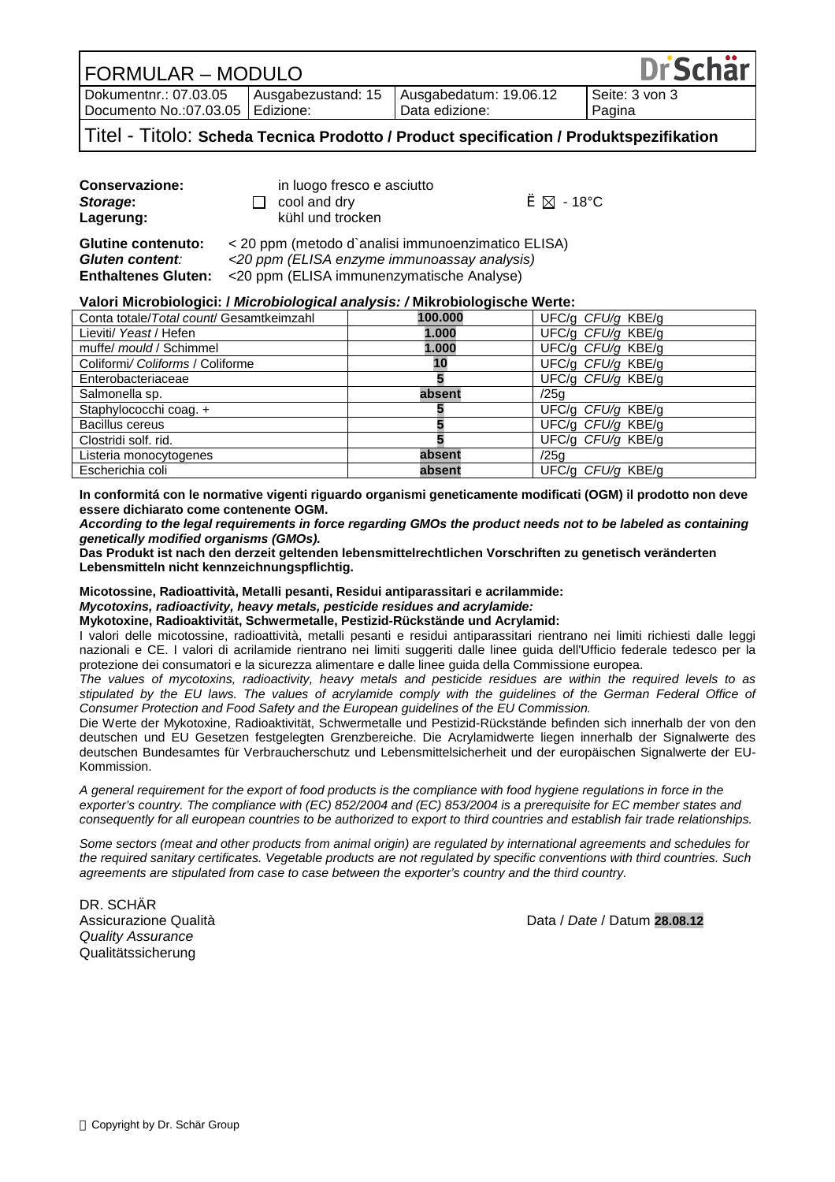**Conservazione:** in luogo fresco e asciutto
***Storage*:** ☐ cool and dry Ë ☒ - 18°C
**Lagerung:** kühl und trocken

**Glutine contenuto:** < 20 ppm (metodo d`analisi immunoenzimatico ELISA)
***Gluten content*:** *<20 ppm (ELISA enzyme immunoassay analysis)*
**Enthaltenes Gluten:** <20 ppm (ELISA immunenzymatische Analyse)

**Valori Microbiologici: / *Microbiological analysis:* / Mikrobiologische Werte:**

| | | |
|---|---|---|
| Conta totale/*Total count*/ Gesamtkeimzahl | **100.000** | UFC/g *CFU/g* KBE/g |
| Lieviti/ *Yeast* / Hefen | **1.000** | UFC/g *CFU/g* KBE/g |
| muffe/ *mould* / Schimmel | **1.000** | UFC/g *CFU/g* KBE/g |
| Coliformi/ *Coliforms* / Coliforme | **10** | UFC/g *CFU/g* KBE/g |
| Enterobacteriaceae | **5** | UFC/g *CFU/g* KBE/g |
| Salmonella sp. | **absent** | /25g |
| Staphylococchi coag. + | **5** | UFC/g *CFU/g* KBE/g |
| Bacillus cereus | **5** | UFC/g *CFU/g* KBE/g |
| Clostridi solf. rid. | **5** | UFC/g *CFU/g* KBE/g |
| Listeria monocytogenes | **absent** | /25g |
| Escherichia coli | **absent** | UFC/g *CFU/g* KBE/g |

**In conformitá con le normative vigenti riguardo organismi geneticamente modificati (OGM) il prodotto non deve essere dichiarato come contenente OGM.**
***According to the legal requirements in force regarding GMOs the product needs not to be labeled as containing genetically modified organisms (GMOs).***
**Das Produkt ist nach den derzeit geltenden lebensmittelrechtlichen Vorschriften zu genetisch veränderten Lebensmitteln nicht kennzeichnungspflichtig.**

**Micotossine, Radioattività, Metalli pesanti, Residui antiparassitari e acrilammide:**
***Mycotoxins, radioactivity, heavy metals, pesticide residues and acrylamide:***
**Mykotoxine, Radioaktivität, Schwermetalle, Pestizid-Rückstände und Acrylamid:**
I valori delle micotossine, radioattività, metalli pesanti e residui antiparassitari rientrano nei limiti richiesti dalle leggi nazionali e CE. I valori di acrilamide rientrano nei limiti suggeriti dalle linee guida dell'Ufficio federale tedesco per la protezione dei consumatori e la sicurezza alimentare e dalle linee guida della Commissione europea.
*The values of mycotoxins, radioactivity, heavy metals and pesticide residues are within the required levels to as stipulated by the EU laws. The values of acrylamide comply with the guidelines of the German Federal Office of Consumer Protection and Food Safety and the European guidelines of the EU Commission.*
Die Werte der Mykotoxine, Radioaktivität, Schwermetalle und Pestizid-Rückstände befinden sich innerhalb der von den deutschen und EU Gesetzen festgelegten Grenzbereiche. Die Acrylamidwerte liegen innerhalb der Signalwerte des deutschen Bundesamtes für Verbraucherschutz und Lebensmittelsicherheit und der europäischen Signalwerte der EU-Kommission.

*A general requirement for the export of food products is the compliance with food hygiene regulations in force in the exporter's country. The compliance with (EC) 852/2004 and (EC) 853/2004 is a prerequisite for EC member states and consequently for all european countries to be authorized to export to third countries and establish fair trade relationships.*

*Some sectors (meat and other products from animal origin) are regulated by international agreements and schedules for the required sanitary certificates. Vegetable products are not regulated by specific conventions with third countries. Such agreements are stipulated from case to case between the exporter's country and the third country.*

DR. SCHÄR
Assicurazione Qualità
*Quality Assurance*
Qualitätssicherung

Data / *Date* / Datum **28.08.12**